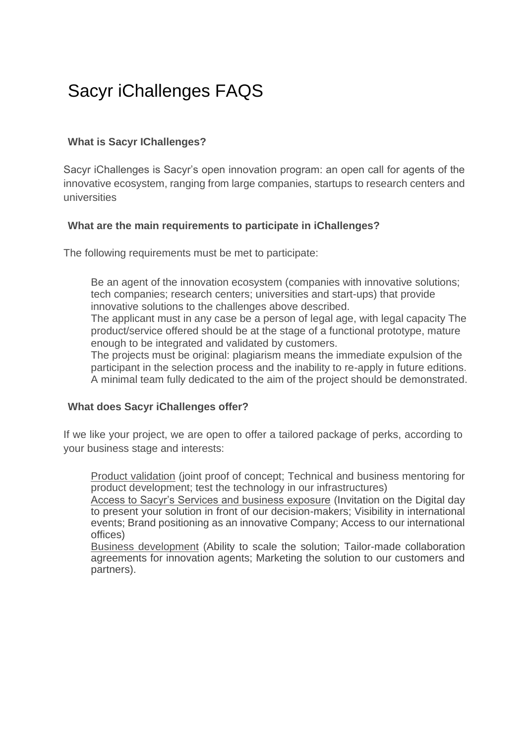# Sacyr iChallenges FAQS

### What is Sacyr IChallenges?

Sacyr iChallenges is Sacyr's open innovation program: an open call for agents of the innovative ecosystem, ranging from large companies, startups to research centers and universities

### What are the main requirements to participate in iChallenges?

The following requirements must be met to participate:

Be an agent of the innovation ecosystem (companies with innovative solutions; tech companies; research centers; universities and start-ups) that provide innovative solutions to the challenges above described.
The applicant must in any case be a person of legal age, with legal capacity The product/service offered should be at the stage of a functional prototype, mature enough to be integrated and validated by customers.
The projects must be original: plagiarism means the immediate expulsion of the participant in the selection process and the inability to re-apply in future editions.
A minimal team fully dedicated to the aim of the project should be demonstrated.

### What does Sacyr iChallenges offer?

If we like your project, we are open to offer a tailored package of perks, according to your business stage and interests:

Product validation (joint proof of concept; Technical and business mentoring for product development; test the technology in our infrastructures)
Access to Sacyr's Services and business exposure (Invitation on the Digital day to present your solution in front of our decision-makers; Visibility in international events; Brand positioning as an innovative Company; Access to our international offices)
Business development (Ability to scale the solution; Tailor-made collaboration agreements for innovation agents; Marketing the solution to our customers and partners).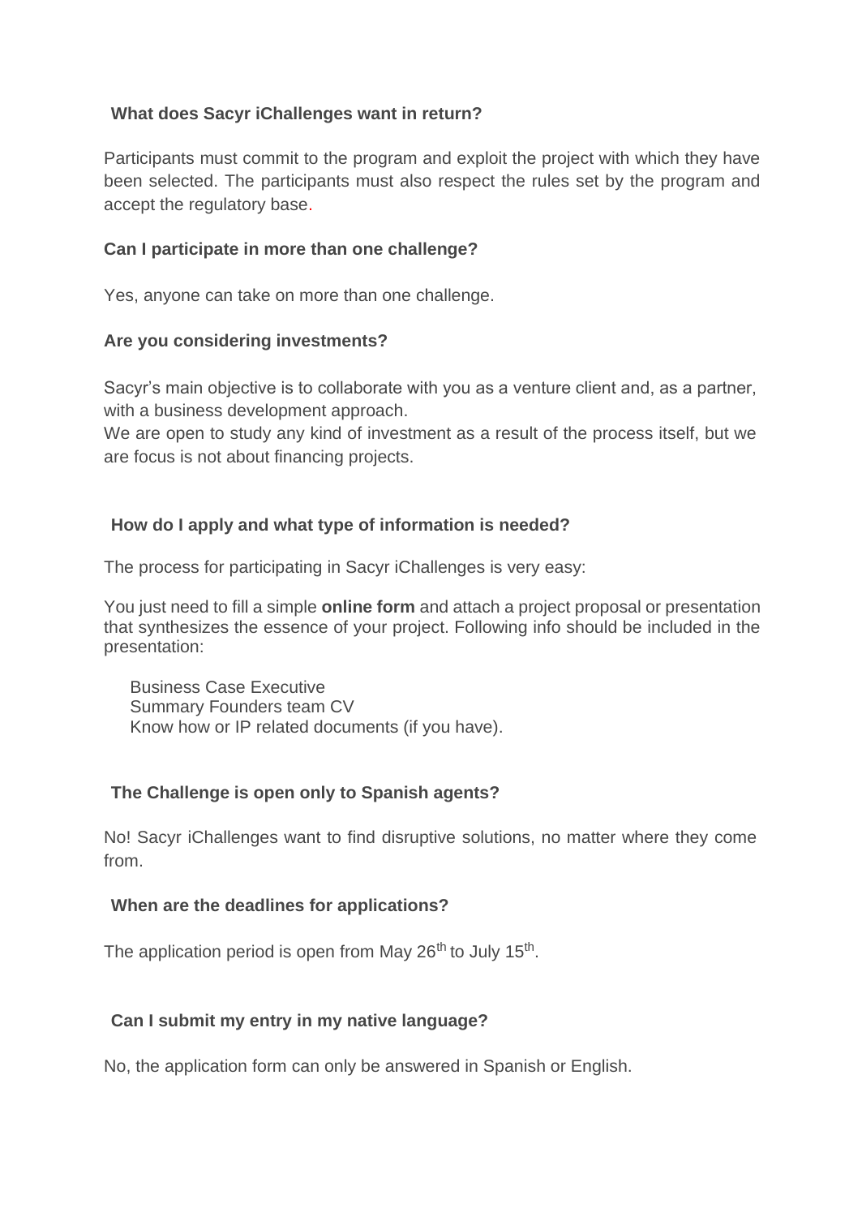**What does Sacyr iChallenges want in return?**

Participants must commit to the program and exploit the project with which they have been selected. The participants must also respect the rules set by the program and accept the regulatory base.

**Can I participate in more than one challenge?**

Yes, anyone can take on more than one challenge.

**Are you considering investments?**

Sacyr's main objective is to collaborate with you as a venture client and, as a partner, with a business development approach.
We are open to study any kind of investment as a result of the process itself, but we are focus is not about financing projects.

**How do I apply and what type of information is needed?**

The process for participating in Sacyr iChallenges is very easy:

You just need to fill a simple **online form** and attach a project proposal or presentation that synthesizes the essence of your project. Following info should be included in the presentation:

- Business Case Executive
- Summary Founders team CV
- Know how or IP related documents (if you have).

**The Challenge is open only to Spanish agents?**

No! Sacyr iChallenges want to find disruptive solutions, no matter where they come from.

**When are the deadlines for applications?**

The application period is open from May 26th to July 15th.

**Can I submit my entry in my native language?**

No, the application form can only be answered in Spanish or English.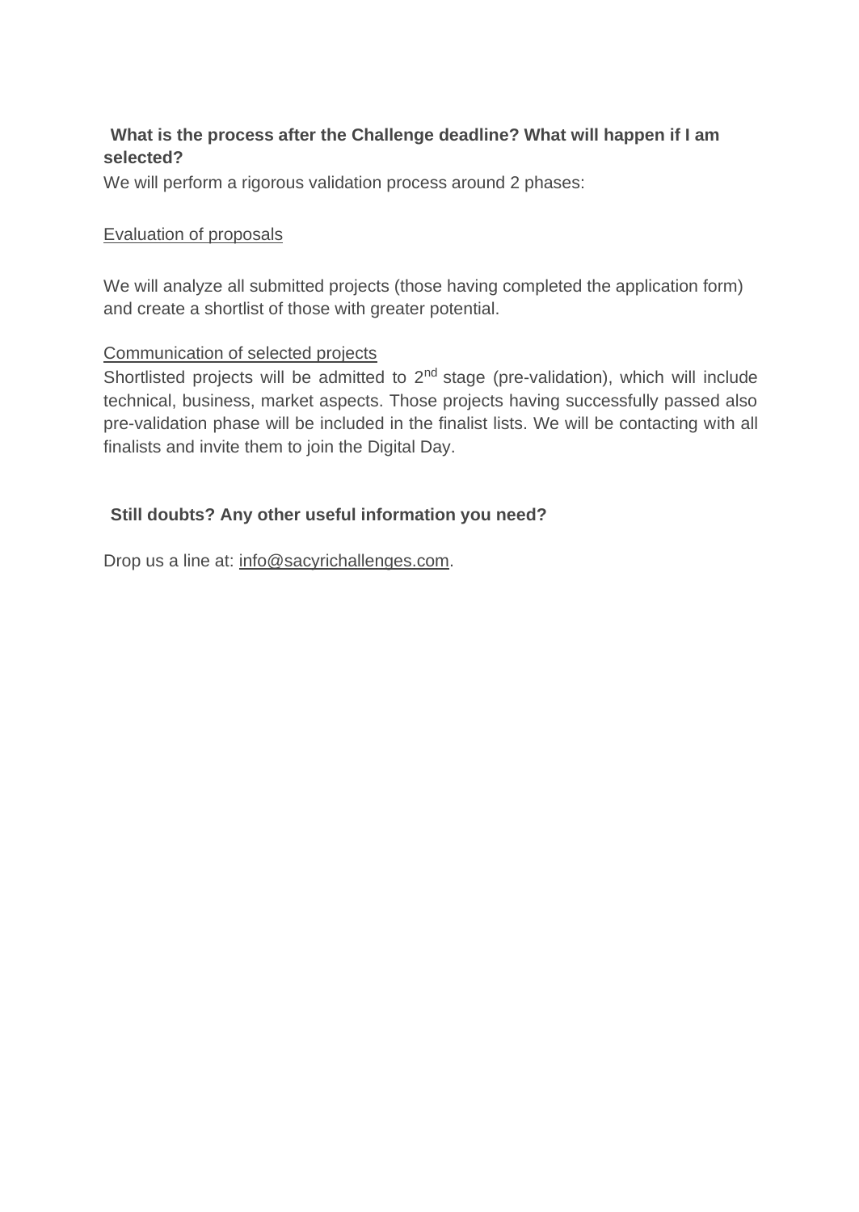**What is the process after the Challenge deadline? What will happen if I am selected?**

We will perform a rigorous validation process around 2 phases:

Evaluation of proposals

We will analyze all submitted projects (those having completed the application form) and create a shortlist of those with greater potential.

Communication of selected projects

Shortlisted projects will be admitted to 2nd stage (pre-validation), which will include technical, business, market aspects. Those projects having successfully passed also pre-validation phase will be included in the finalist lists. We will be contacting with all finalists and invite them to join the Digital Day.

**Still doubts? Any other useful information you need?**

Drop us a line at: info@sacyrichallenges.com.